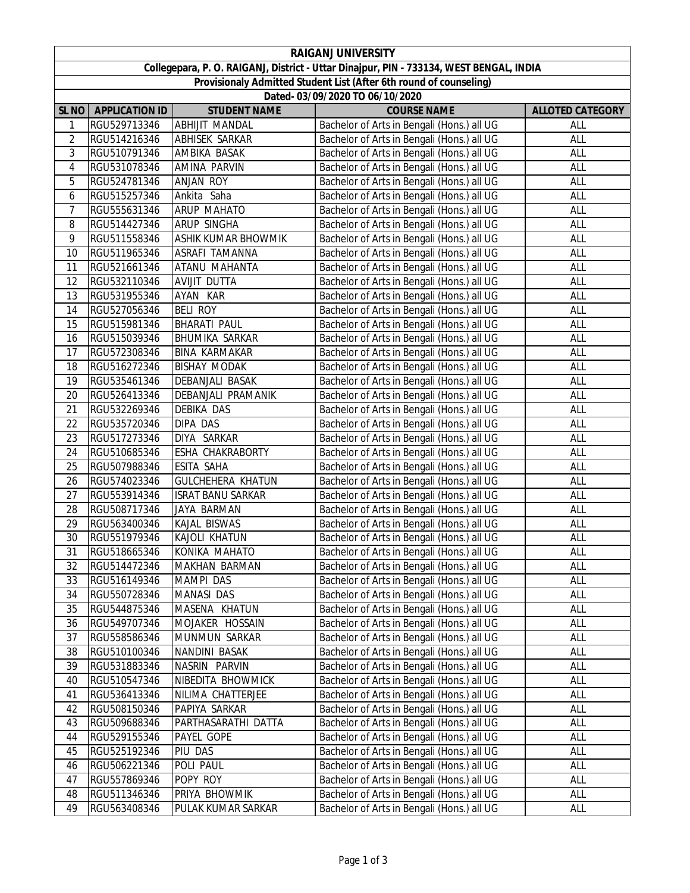# RAIGANJ UNIVERSITY

## Collegepara, P. O. RAIGANJ, District - Uttar Dinajpur, PIN - 733134, WEST BENGAL, INDIA

### Provisionaly Admitted Student List (After 6th round of counseling)

### Dated- 03/09/2020 TO 06/10/2020

| SL NO | APPLICATION ID | STUDENT NAME | COURSE NAME | ALLOTED CATEGORY |
|---|---|---|---|---|
| 1 | RGU529713346 | ABHIJIT MANDAL | Bachelor of Arts in Bengali (Hons.) all UG | ALL |
| 2 | RGU514216346 | ABHISEK SARKAR | Bachelor of Arts in Bengali (Hons.) all UG | ALL |
| 3 | RGU510791346 | AMBIKA BASAK | Bachelor of Arts in Bengali (Hons.) all UG | ALL |
| 4 | RGU531078346 | AMINA PARVIN | Bachelor of Arts in Bengali (Hons.) all UG | ALL |
| 5 | RGU524781346 | ANJAN ROY | Bachelor of Arts in Bengali (Hons.) all UG | ALL |
| 6 | RGU515257346 | Ankita Saha | Bachelor of Arts in Bengali (Hons.) all UG | ALL |
| 7 | RGU555631346 | ARUP MAHATO | Bachelor of Arts in Bengali (Hons.) all UG | ALL |
| 8 | RGU514427346 | ARUP SINGHA | Bachelor of Arts in Bengali (Hons.) all UG | ALL |
| 9 | RGU511558346 | ASHIK KUMAR BHOWMIK | Bachelor of Arts in Bengali (Hons.) all UG | ALL |
| 10 | RGU511965346 | ASRAFI TAMANNA | Bachelor of Arts in Bengali (Hons.) all UG | ALL |
| 11 | RGU521661346 | ATANU MAHANTA | Bachelor of Arts in Bengali (Hons.) all UG | ALL |
| 12 | RGU532110346 | AVIJIT DUTTA | Bachelor of Arts in Bengali (Hons.) all UG | ALL |
| 13 | RGU531955346 | AYAN KAR | Bachelor of Arts in Bengali (Hons.) all UG | ALL |
| 14 | RGU527056346 | BELI ROY | Bachelor of Arts in Bengali (Hons.) all UG | ALL |
| 15 | RGU515981346 | BHARATI PAUL | Bachelor of Arts in Bengali (Hons.) all UG | ALL |
| 16 | RGU515039346 | BHUMIKA SARKAR | Bachelor of Arts in Bengali (Hons.) all UG | ALL |
| 17 | RGU572308346 | BINA KARMAKAR | Bachelor of Arts in Bengali (Hons.) all UG | ALL |
| 18 | RGU516272346 | BISHAY MODAK | Bachelor of Arts in Bengali (Hons.) all UG | ALL |
| 19 | RGU535461346 | DEBANJALI BASAK | Bachelor of Arts in Bengali (Hons.) all UG | ALL |
| 20 | RGU526413346 | DEBANJALI PRAMANIK | Bachelor of Arts in Bengali (Hons.) all UG | ALL |
| 21 | RGU532269346 | DEBIKA DAS | Bachelor of Arts in Bengali (Hons.) all UG | ALL |
| 22 | RGU535720346 | DIPA DAS | Bachelor of Arts in Bengali (Hons.) all UG | ALL |
| 23 | RGU517273346 | DIYA SARKAR | Bachelor of Arts in Bengali (Hons.) all UG | ALL |
| 24 | RGU510685346 | ESHA CHAKRABORTY | Bachelor of Arts in Bengali (Hons.) all UG | ALL |
| 25 | RGU507988346 | ESITA SAHA | Bachelor of Arts in Bengali (Hons.) all UG | ALL |
| 26 | RGU574023346 | GULCHEHERA KHATUN | Bachelor of Arts in Bengali (Hons.) all UG | ALL |
| 27 | RGU553914346 | ISRAT BANU SARKAR | Bachelor of Arts in Bengali (Hons.) all UG | ALL |
| 28 | RGU508717346 | JAYA BARMAN | Bachelor of Arts in Bengali (Hons.) all UG | ALL |
| 29 | RGU563400346 | KAJAL BISWAS | Bachelor of Arts in Bengali (Hons.) all UG | ALL |
| 30 | RGU551979346 | KAJOLI KHATUN | Bachelor of Arts in Bengali (Hons.) all UG | ALL |
| 31 | RGU518665346 | KONIKA MAHATO | Bachelor of Arts in Bengali (Hons.) all UG | ALL |
| 32 | RGU514472346 | MAKHAN BARMAN | Bachelor of Arts in Bengali (Hons.) all UG | ALL |
| 33 | RGU516149346 | MAMPI DAS | Bachelor of Arts in Bengali (Hons.) all UG | ALL |
| 34 | RGU550728346 | MANASI DAS | Bachelor of Arts in Bengali (Hons.) all UG | ALL |
| 35 | RGU544875346 | MASENA KHATUN | Bachelor of Arts in Bengali (Hons.) all UG | ALL |
| 36 | RGU549707346 | MOJAKER HOSSAIN | Bachelor of Arts in Bengali (Hons.) all UG | ALL |
| 37 | RGU558586346 | MUNMUN SARKAR | Bachelor of Arts in Bengali (Hons.) all UG | ALL |
| 38 | RGU510100346 | NANDINI BASAK | Bachelor of Arts in Bengali (Hons.) all UG | ALL |
| 39 | RGU531883346 | NASRIN PARVIN | Bachelor of Arts in Bengali (Hons.) all UG | ALL |
| 40 | RGU510547346 | NIBEDITA BHOWMICK | Bachelor of Arts in Bengali (Hons.) all UG | ALL |
| 41 | RGU536413346 | NILIMA CHATTERJEE | Bachelor of Arts in Bengali (Hons.) all UG | ALL |
| 42 | RGU508150346 | PAPIYA SARKAR | Bachelor of Arts in Bengali (Hons.) all UG | ALL |
| 43 | RGU509688346 | PARTHASARATHI DATTA | Bachelor of Arts in Bengali (Hons.) all UG | ALL |
| 44 | RGU529155346 | PAYEL GOPE | Bachelor of Arts in Bengali (Hons.) all UG | ALL |
| 45 | RGU525192346 | PIU DAS | Bachelor of Arts in Bengali (Hons.) all UG | ALL |
| 46 | RGU506221346 | POLI PAUL | Bachelor of Arts in Bengali (Hons.) all UG | ALL |
| 47 | RGU557869346 | POPY ROY | Bachelor of Arts in Bengali (Hons.) all UG | ALL |
| 48 | RGU511346346 | PRIYA BHOWMIK | Bachelor of Arts in Bengali (Hons.) all UG | ALL |
| 49 | RGU563408346 | PULAK KUMAR SARKAR | Bachelor of Arts in Bengali (Hons.) all UG | ALL |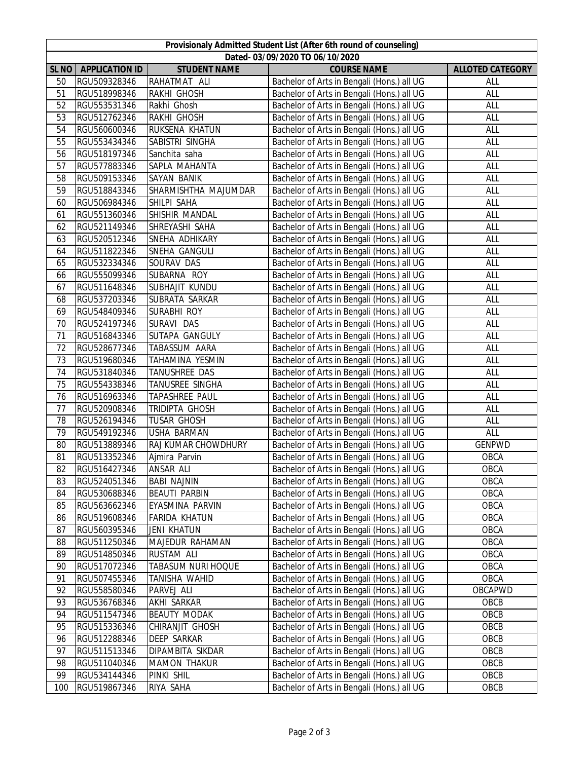| Provisionaly Admitted Student List (After 6th round of counseling) | | | | |
|---|---|---|---|---|
| Dated- 03/09/2020 TO 06/10/2020 | | | | |
| SL NO | APPLICATION ID | STUDENT NAME | COURSE NAME | ALLOTED CATEGORY |
| 50 | RGU509328346 | RAHATMAT ALI | Bachelor of Arts in Bengali (Hons.) all UG | ALL |
| 51 | RGU518998346 | RAKHI GHOSH | Bachelor of Arts in Bengali (Hons.) all UG | ALL |
| 52 | RGU553531346 | Rakhi Ghosh | Bachelor of Arts in Bengali (Hons.) all UG | ALL |
| 53 | RGU512762346 | RAKHI GHOSH | Bachelor of Arts in Bengali (Hons.) all UG | ALL |
| 54 | RGU560600346 | RUKSENA KHATUN | Bachelor of Arts in Bengali (Hons.) all UG | ALL |
| 55 | RGU553434346 | SABISTRI SINGHA | Bachelor of Arts in Bengali (Hons.) all UG | ALL |
| 56 | RGU518197346 | Sanchita saha | Bachelor of Arts in Bengali (Hons.) all UG | ALL |
| 57 | RGU577883346 | SAPLA MAHANTA | Bachelor of Arts in Bengali (Hons.) all UG | ALL |
| 58 | RGU509153346 | SAYAN BANIK | Bachelor of Arts in Bengali (Hons.) all UG | ALL |
| 59 | RGU518843346 | SHARMISHTHA MAJUMDAR | Bachelor of Arts in Bengali (Hons.) all UG | ALL |
| 60 | RGU506984346 | SHILPI SAHA | Bachelor of Arts in Bengali (Hons.) all UG | ALL |
| 61 | RGU551360346 | SHISHIR MANDAL | Bachelor of Arts in Bengali (Hons.) all UG | ALL |
| 62 | RGU521149346 | SHREYASHI SAHA | Bachelor of Arts in Bengali (Hons.) all UG | ALL |
| 63 | RGU520512346 | SNEHA ADHIKARY | Bachelor of Arts in Bengali (Hons.) all UG | ALL |
| 64 | RGU511822346 | SNEHA GANGULI | Bachelor of Arts in Bengali (Hons.) all UG | ALL |
| 65 | RGU532334346 | SOURAV DAS | Bachelor of Arts in Bengali (Hons.) all UG | ALL |
| 66 | RGU555099346 | SUBARNA ROY | Bachelor of Arts in Bengali (Hons.) all UG | ALL |
| 67 | RGU511648346 | SUBHAJIT KUNDU | Bachelor of Arts in Bengali (Hons.) all UG | ALL |
| 68 | RGU537203346 | SUBRATA SARKAR | Bachelor of Arts in Bengali (Hons.) all UG | ALL |
| 69 | RGU548409346 | SURABHI ROY | Bachelor of Arts in Bengali (Hons.) all UG | ALL |
| 70 | RGU524197346 | SURAVI DAS | Bachelor of Arts in Bengali (Hons.) all UG | ALL |
| 71 | RGU516843346 | SUTAPA GANGULY | Bachelor of Arts in Bengali (Hons.) all UG | ALL |
| 72 | RGU528677346 | TABASSUM AARA | Bachelor of Arts in Bengali (Hons.) all UG | ALL |
| 73 | RGU519680346 | TAHAMINA YESMIN | Bachelor of Arts in Bengali (Hons.) all UG | ALL |
| 74 | RGU531840346 | TANUSHREE DAS | Bachelor of Arts in Bengali (Hons.) all UG | ALL |
| 75 | RGU554338346 | TANUSREE SINGHA | Bachelor of Arts in Bengali (Hons.) all UG | ALL |
| 76 | RGU516963346 | TAPASHREE PAUL | Bachelor of Arts in Bengali (Hons.) all UG | ALL |
| 77 | RGU520908346 | TRIDIPTA GHOSH | Bachelor of Arts in Bengali (Hons.) all UG | ALL |
| 78 | RGU526194346 | TUSAR GHOSH | Bachelor of Arts in Bengali (Hons.) all UG | ALL |
| 79 | RGU549192346 | USHA BARMAN | Bachelor of Arts in Bengali (Hons.) all UG | ALL |
| 80 | RGU513889346 | RAJ KUMAR CHOWDHURY | Bachelor of Arts in Bengali (Hons.) all UG | GENPWD |
| 81 | RGU513352346 | Ajmira Parvin | Bachelor of Arts in Bengali (Hons.) all UG | OBCA |
| 82 | RGU516427346 | ANSAR ALI | Bachelor of Arts in Bengali (Hons.) all UG | OBCA |
| 83 | RGU524051346 | BABI NAJNIN | Bachelor of Arts in Bengali (Hons.) all UG | OBCA |
| 84 | RGU530688346 | BEAUTI PARBIN | Bachelor of Arts in Bengali (Hons.) all UG | OBCA |
| 85 | RGU563662346 | EYASMINA PARVIN | Bachelor of Arts in Bengali (Hons.) all UG | OBCA |
| 86 | RGU519608346 | FARIDA KHATUN | Bachelor of Arts in Bengali (Hons.) all UG | OBCA |
| 87 | RGU560395346 | JENI KHATUN | Bachelor of Arts in Bengali (Hons.) all UG | OBCA |
| 88 | RGU511250346 | MAJEDUR RAHAMAN | Bachelor of Arts in Bengali (Hons.) all UG | OBCA |
| 89 | RGU514850346 | RUSTAM ALI | Bachelor of Arts in Bengali (Hons.) all UG | OBCA |
| 90 | RGU517072346 | TABASUM NURI HOQUE | Bachelor of Arts in Bengali (Hons.) all UG | OBCA |
| 91 | RGU507455346 | TANISHA WAHID | Bachelor of Arts in Bengali (Hons.) all UG | OBCA |
| 92 | RGU558580346 | PARVEJ ALI | Bachelor of Arts in Bengali (Hons.) all UG | OBCAPWD |
| 93 | RGU536768346 | AKHI SARKAR | Bachelor of Arts in Bengali (Hons.) all UG | OBCB |
| 94 | RGU511547346 | BEAUTY MODAK | Bachelor of Arts in Bengali (Hons.) all UG | OBCB |
| 95 | RGU515336346 | CHIRANJIT GHOSH | Bachelor of Arts in Bengali (Hons.) all UG | OBCB |
| 96 | RGU512288346 | DEEP SARKAR | Bachelor of Arts in Bengali (Hons.) all UG | OBCB |
| 97 | RGU511513346 | DIPAMBITA SIKDAR | Bachelor of Arts in Bengali (Hons.) all UG | OBCB |
| 98 | RGU511040346 | MAMON THAKUR | Bachelor of Arts in Bengali (Hons.) all UG | OBCB |
| 99 | RGU534144346 | PINKI SHIL | Bachelor of Arts in Bengali (Hons.) all UG | OBCB |
| 100 | RGU519867346 | RIYA SAHA | Bachelor of Arts in Bengali (Hons.) all UG | OBCB |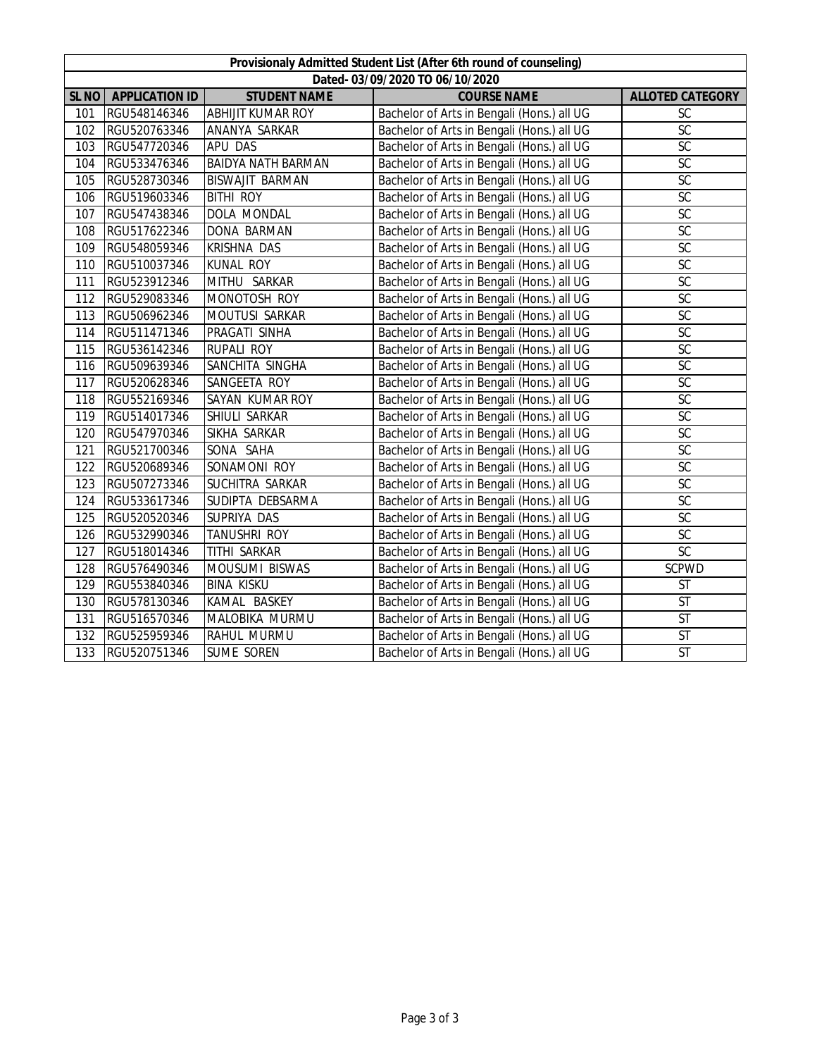| Provisionaly Admitted Student List (After 6th round of counseling) | | | | |
|---|---|---|---|---|
| Dated- 03/09/2020 TO 06/10/2020 | | | | |
| SL NO | APPLICATION ID | STUDENT NAME | COURSE NAME | ALLOTED CATEGORY |
| 101 | RGU548146346 | ABHIJIT KUMAR ROY | Bachelor of Arts in Bengali (Hons.) all UG | SC |
| 102 | RGU520763346 | ANANYA SARKAR | Bachelor of Arts in Bengali (Hons.) all UG | SC |
| 103 | RGU547720346 | APU DAS | Bachelor of Arts in Bengali (Hons.) all UG | SC |
| 104 | RGU533476346 | BAIDYA NATH BARMAN | Bachelor of Arts in Bengali (Hons.) all UG | SC |
| 105 | RGU528730346 | BISWAJIT BARMAN | Bachelor of Arts in Bengali (Hons.) all UG | SC |
| 106 | RGU519603346 | BITHI ROY | Bachelor of Arts in Bengali (Hons.) all UG | SC |
| 107 | RGU547438346 | DOLA MONDAL | Bachelor of Arts in Bengali (Hons.) all UG | SC |
| 108 | RGU517622346 | DONA BARMAN | Bachelor of Arts in Bengali (Hons.) all UG | SC |
| 109 | RGU548059346 | KRISHNA DAS | Bachelor of Arts in Bengali (Hons.) all UG | SC |
| 110 | RGU510037346 | KUNAL ROY | Bachelor of Arts in Bengali (Hons.) all UG | SC |
| 111 | RGU523912346 | MITHU SARKAR | Bachelor of Arts in Bengali (Hons.) all UG | SC |
| 112 | RGU529083346 | MONOTOSH ROY | Bachelor of Arts in Bengali (Hons.) all UG | SC |
| 113 | RGU506962346 | MOUTUSI SARKAR | Bachelor of Arts in Bengali (Hons.) all UG | SC |
| 114 | RGU511471346 | PRAGATI SINHA | Bachelor of Arts in Bengali (Hons.) all UG | SC |
| 115 | RGU536142346 | RUPALI ROY | Bachelor of Arts in Bengali (Hons.) all UG | SC |
| 116 | RGU509639346 | SANCHITA SINGHA | Bachelor of Arts in Bengali (Hons.) all UG | SC |
| 117 | RGU520628346 | SANGEETA ROY | Bachelor of Arts in Bengali (Hons.) all UG | SC |
| 118 | RGU552169346 | SAYAN KUMAR ROY | Bachelor of Arts in Bengali (Hons.) all UG | SC |
| 119 | RGU514017346 | SHIULI SARKAR | Bachelor of Arts in Bengali (Hons.) all UG | SC |
| 120 | RGU547970346 | SIKHA SARKAR | Bachelor of Arts in Bengali (Hons.) all UG | SC |
| 121 | RGU521700346 | SONA SAHA | Bachelor of Arts in Bengali (Hons.) all UG | SC |
| 122 | RGU520689346 | SONAMONI ROY | Bachelor of Arts in Bengali (Hons.) all UG | SC |
| 123 | RGU507273346 | SUCHITRA SARKAR | Bachelor of Arts in Bengali (Hons.) all UG | SC |
| 124 | RGU533617346 | SUDIPTA DEBSARMA | Bachelor of Arts in Bengali (Hons.) all UG | SC |
| 125 | RGU520520346 | SUPRIYA DAS | Bachelor of Arts in Bengali (Hons.) all UG | SC |
| 126 | RGU532990346 | TANUSHRI ROY | Bachelor of Arts in Bengali (Hons.) all UG | SC |
| 127 | RGU518014346 | TITHI SARKAR | Bachelor of Arts in Bengali (Hons.) all UG | SC |
| 128 | RGU576490346 | MOUSUMI BISWAS | Bachelor of Arts in Bengali (Hons.) all UG | SCPWD |
| 129 | RGU553840346 | BINA KISKU | Bachelor of Arts in Bengali (Hons.) all UG | ST |
| 130 | RGU578130346 | KAMAL BASKEY | Bachelor of Arts in Bengali (Hons.) all UG | ST |
| 131 | RGU516570346 | MALOBIKA MURMU | Bachelor of Arts in Bengali (Hons.) all UG | ST |
| 132 | RGU525959346 | RAHUL MURMU | Bachelor of Arts in Bengali (Hons.) all UG | ST |
| 133 | RGU520751346 | SUME SOREN | Bachelor of Arts in Bengali (Hons.) all UG | ST |